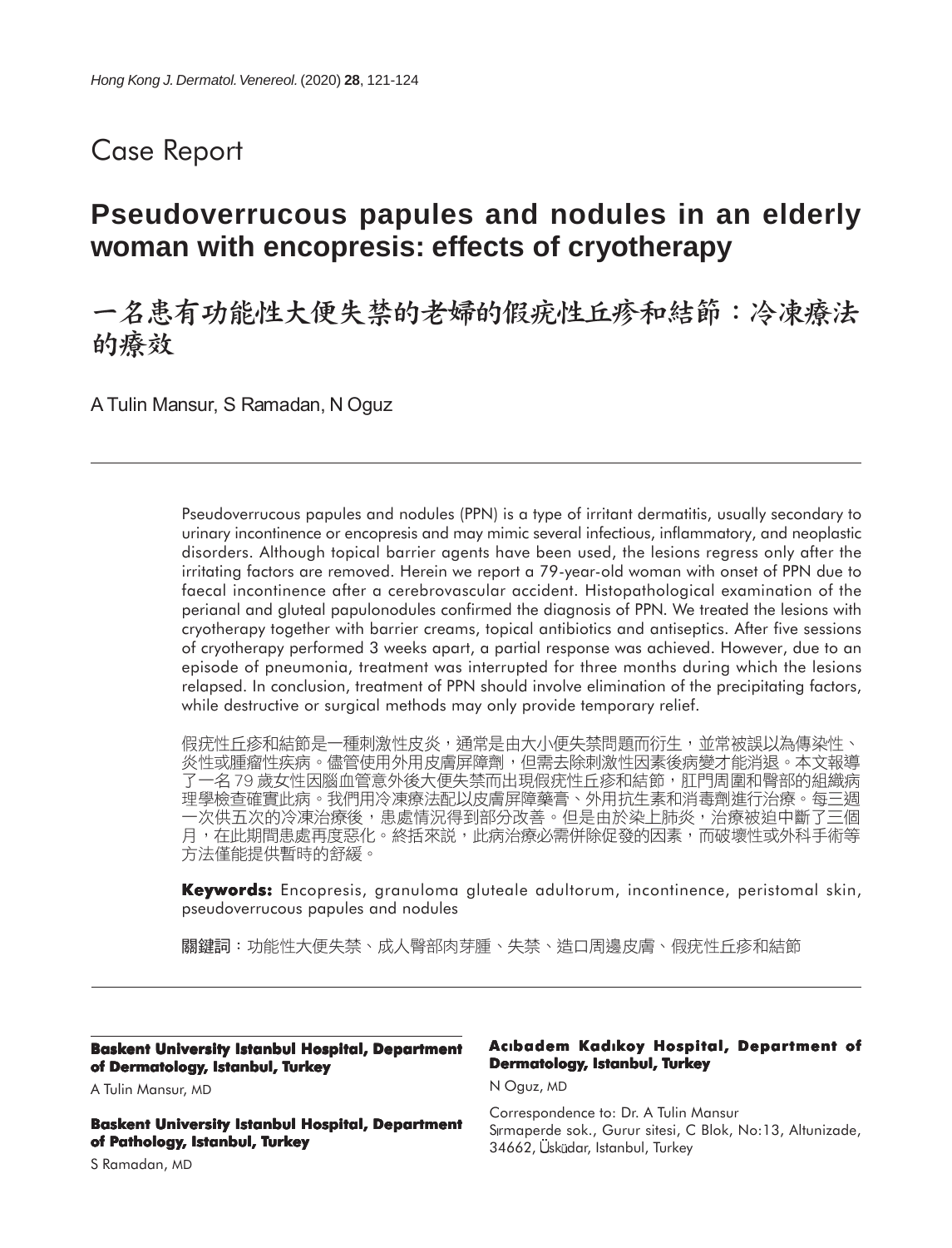# Case Report

## Pseudoverrucous papules and nodules in an elderly woman with encopresis: effects of cryotherapy

## 一名患有功能性大便失禁的老婦的假疣性丘疹和結節：冷凍療法的療效

A Tulin Mansur, S Ramadan, N Oguz

---

Pseudoverrucous papules and nodules (PPN) is a type of irritant dermatitis, usually secondary to urinary incontinence or encopresis and may mimic several infectious, inflammatory, and neoplastic disorders. Although topical barrier agents have been used, the lesions regress only after the irritating factors are removed. Herein we report a 79-year-old woman with onset of PPN due to faecal incontinence after a cerebrovascular accident. Histopathological examination of the perianal and gluteal papulonodules confirmed the diagnosis of PPN. We treated the lesions with cryotherapy together with barrier creams, topical antibiotics and antiseptics. After five sessions of cryotherapy performed 3 weeks apart, a partial response was achieved. However, due to an episode of pneumonia, treatment was interrupted for three months during which the lesions relapsed. In conclusion, treatment of PPN should involve elimination of the precipitating factors, while destructive or surgical methods may only provide temporary relief.

假疣性丘疹和結節是一種刺激性皮炎，通常是由大小便失禁問題而衍生，並常被誤以為傳染性、炎性或腫瘤性疾病。儘管使用外用皮膚屏障劑，但需去除刺激性因素後病變才能消退。本文報導了一名 79 歲女性因腦血管意外後大便失禁而出現假疣性丘疹和結節，肛門周圍和臀部的組織病理學檢查確實此病。我們用冷凍療法配以皮膚屏障藥膏、外用抗生素和消毒劑進行治療。每三週一次供五次的冷凍治療後，患處情況得到部分改善。但是由於染上肺炎，治療被迫中斷了三個月，在此期間患處再度惡化。終括來說，此病治療必需併除促發的因素，而破壞性或外科手術等方法僅能提供暫時的舒緩。

**Keywords:** Encopresis, granuloma gluteale adultorum, incontinence, peristomal skin, pseudoverrucous papules and nodules

**關鍵詞**：功能性大便失禁、成人臀部肉芽腫、失禁、造口周邊皮膚、假疣性丘疹和結節

---

**Baskent University Istanbul Hospital, Department of Dermatology, Istanbul, Turkey**

A Tulin Mansur, MD

**Baskent University Istanbul Hospital, Department of Pathology, Istanbul, Turkey**

S Ramadan, MD

**Acıbadem Kadıkoy Hospital, Department of Dermatology, Istanbul, Turkey**

N Oguz, MD

Correspondence to: Dr. A Tulin Mansur
Sırmaperde sok., Gurur sitesi, C Blok, No:13, Altunizade, 34662, Üsküdar, Istanbul, Turkey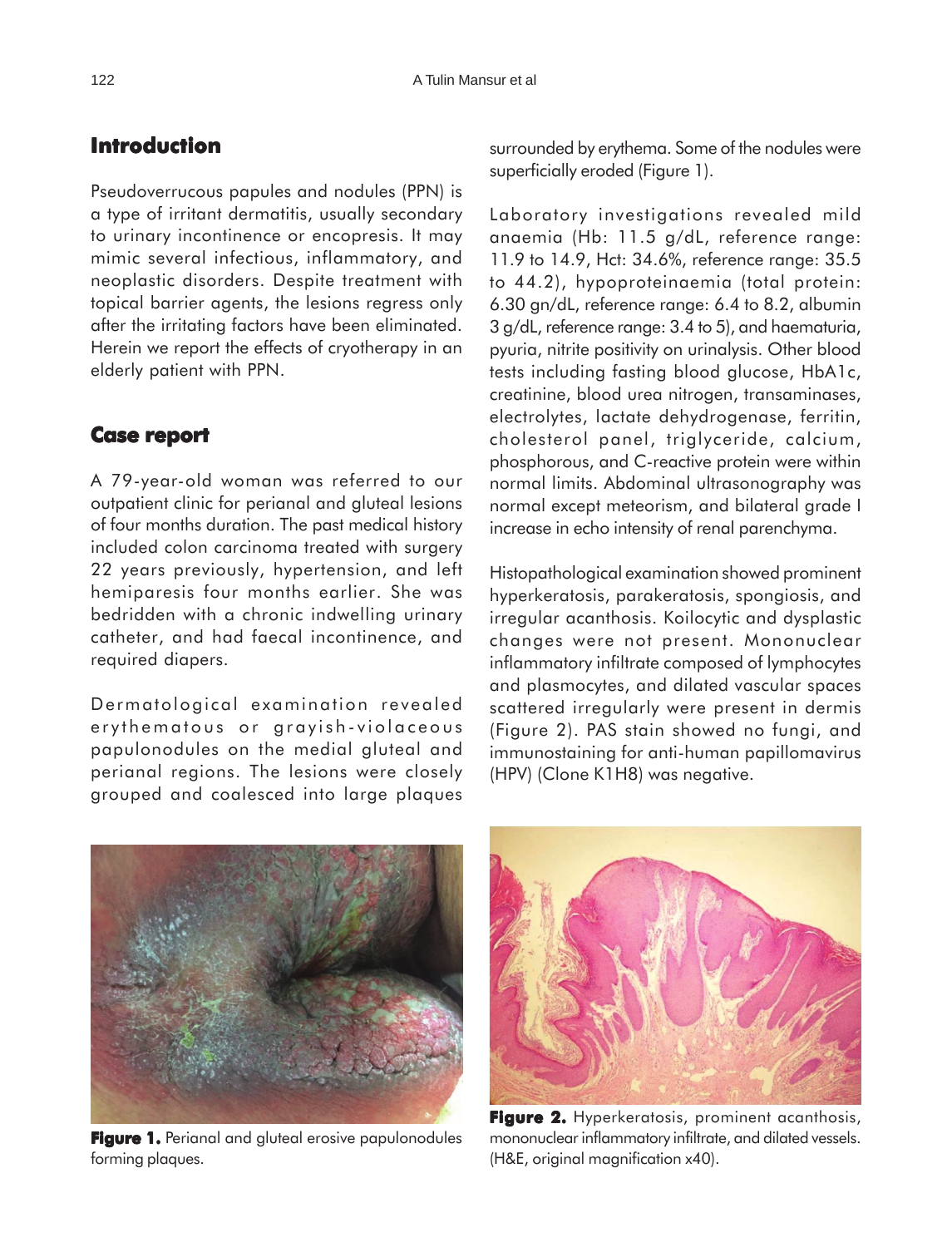## Introduction

Pseudoverrucous papules and nodules (PPN) is a type of irritant dermatitis, usually secondary to urinary incontinence or encopresis. It may mimic several infectious, inflammatory, and neoplastic disorders. Despite treatment with topical barrier agents, the lesions regress only after the irritating factors have been eliminated. Herein we report the effects of cryotherapy in an elderly patient with PPN.

## Case report

A 79-year-old woman was referred to our outpatient clinic for perianal and gluteal lesions of four months duration. The past medical history included colon carcinoma treated with surgery 22 years previously, hypertension, and left hemiparesis four months earlier. She was bedridden with a chronic indwelling urinary catheter, and had faecal incontinence, and required diapers.

Dermatological examination revealed erythematous or grayish-violaceous papulonodules on the medial gluteal and perianal regions. The lesions were closely grouped and coalesced into large plaques surrounded by erythema. Some of the nodules were superficially eroded (Figure 1).

Laboratory investigations revealed mild anaemia (Hb: 11.5 g/dL, reference range: 11.9 to 14.9, Hct: 34.6%, reference range: 35.5 to 44.2), hypoproteinaemia (total protein: 6.30 gn/dL, reference range: 6.4 to 8.2, albumin 3 g/dL, reference range: 3.4 to 5), and haematuria, pyuria, nitrite positivity on urinalysis. Other blood tests including fasting blood glucose, HbA1c, creatinine, blood urea nitrogen, transaminases, electrolytes, lactate dehydrogenase, ferritin, cholesterol panel, triglyceride, calcium, phosphorous, and C-reactive protein were within normal limits. Abdominal ultrasonography was normal except meteorism, and bilateral grade I increase in echo intensity of renal parenchyma.

Histopathological examination showed prominent hyperkeratosis, parakeratosis, spongiosis, and irregular acanthosis. Koilocytic and dysplastic changes were not present. Mononuclear inflammatory infiltrate composed of lymphocytes and plasmocytes, and dilated vascular spaces scattered irregularly were present in dermis (Figure 2). PAS stain showed no fungi, and immunostaining for anti-human papillomavirus (HPV) (Clone K1H8) was negative.

**Figure 1.** Perianal and gluteal erosive papulonodules forming plaques.

**Figure 2.** Hyperkeratosis, prominent acanthosis, mononuclear inflammatory infiltrate, and dilated vessels. (H&E, original magnification x40).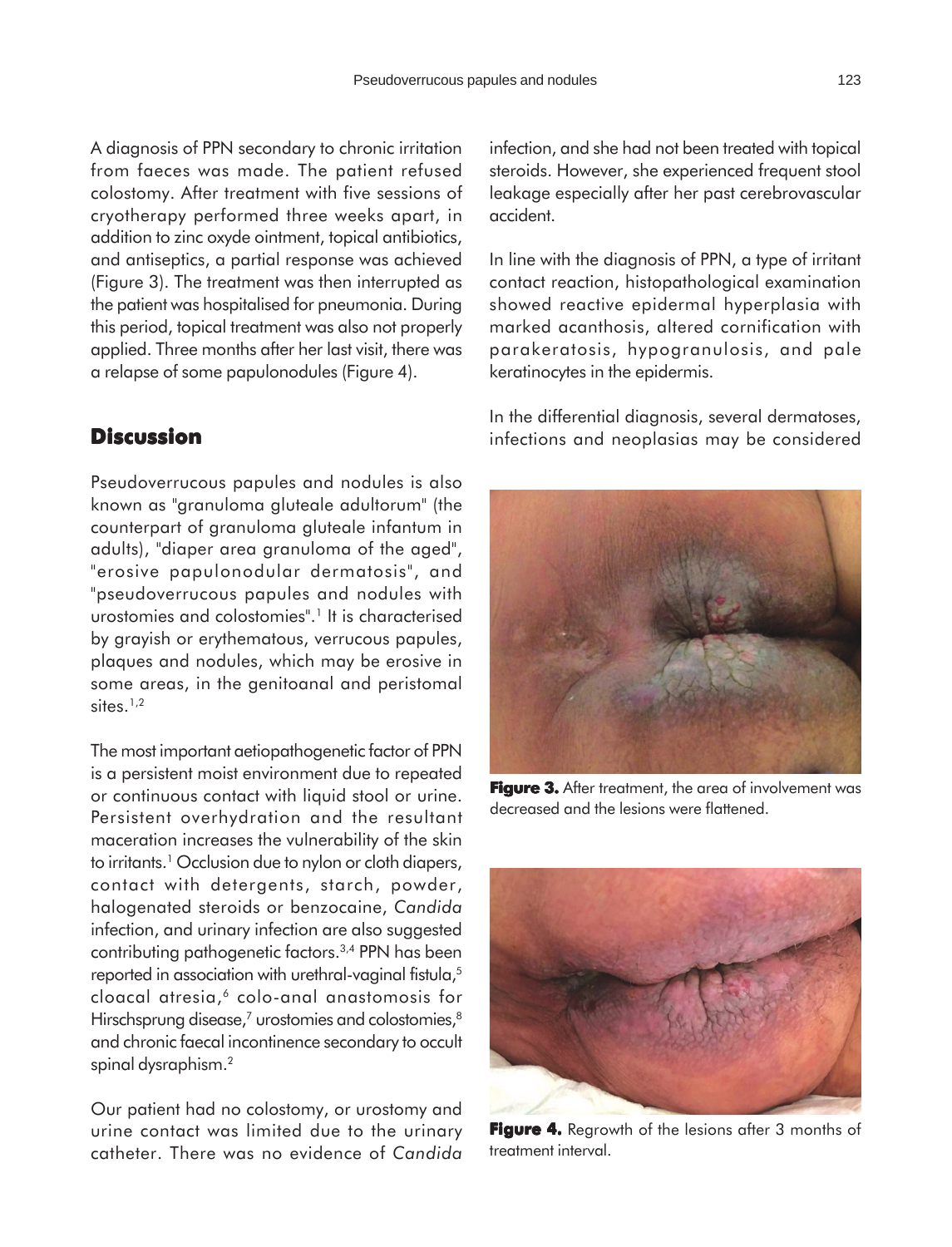A diagnosis of PPN secondary to chronic irritation from faeces was made. The patient refused colostomy. After treatment with five sessions of cryotherapy performed three weeks apart, in addition to zinc oxyde ointment, topical antibiotics, and antiseptics, a partial response was achieved (Figure 3). The treatment was then interrupted as the patient was hospitalised for pneumonia. During this period, topical treatment was also not properly applied. Three months after her last visit, there was a relapse of some papulonodules (Figure 4).

## Discussion

Pseudoverrucous papules and nodules is also known as "granuloma gluteale adultorum" (the counterpart of granuloma gluteale infantum in adults), "diaper area granuloma of the aged", "erosive papulonodular dermatosis", and "pseudoverrucous papules and nodules with urostomies and colostomies".[1] It is characterised by grayish or erythematous, verrucous papules, plaques and nodules, which may be erosive in some areas, in the genitoanal and peristomal sites.[1,2]

The most important aetiopathogenetic factor of PPN is a persistent moist environment due to repeated or continuous contact with liquid stool or urine. Persistent overhydration and the resultant maceration increases the vulnerability of the skin to irritants.[1] Occlusion due to nylon or cloth diapers, contact with detergents, starch, powder, halogenated steroids or benzocaine, *Candida* infection, and urinary infection are also suggested contributing pathogenetic factors.[3,4] PPN has been reported in association with urethral-vaginal fistula,[5] cloacal atresia,[6] colo-anal anastomosis for Hirschsprung disease,[7] urostomies and colostomies,[8] and chronic faecal incontinence secondary to occult spinal dysraphism.[2]

Our patient had no colostomy, or urostomy and urine contact was limited due to the urinary catheter. There was no evidence of *Candida* infection, and she had not been treated with topical steroids. However, she experienced frequent stool leakage especially after her past cerebrovascular accident.

In line with the diagnosis of PPN, a type of irritant contact reaction, histopathological examination showed reactive epidermal hyperplasia with marked acanthosis, altered cornification with parakeratosis, hypogranulosis, and pale keratinocytes in the epidermis.

In the differential diagnosis, several dermatoses, infections and neoplasias may be considered

**Figure 3.** After treatment, the area of involvement was decreased and the lesions were flattened.

**Figure 4.** Regrowth of the lesions after 3 months of treatment interval.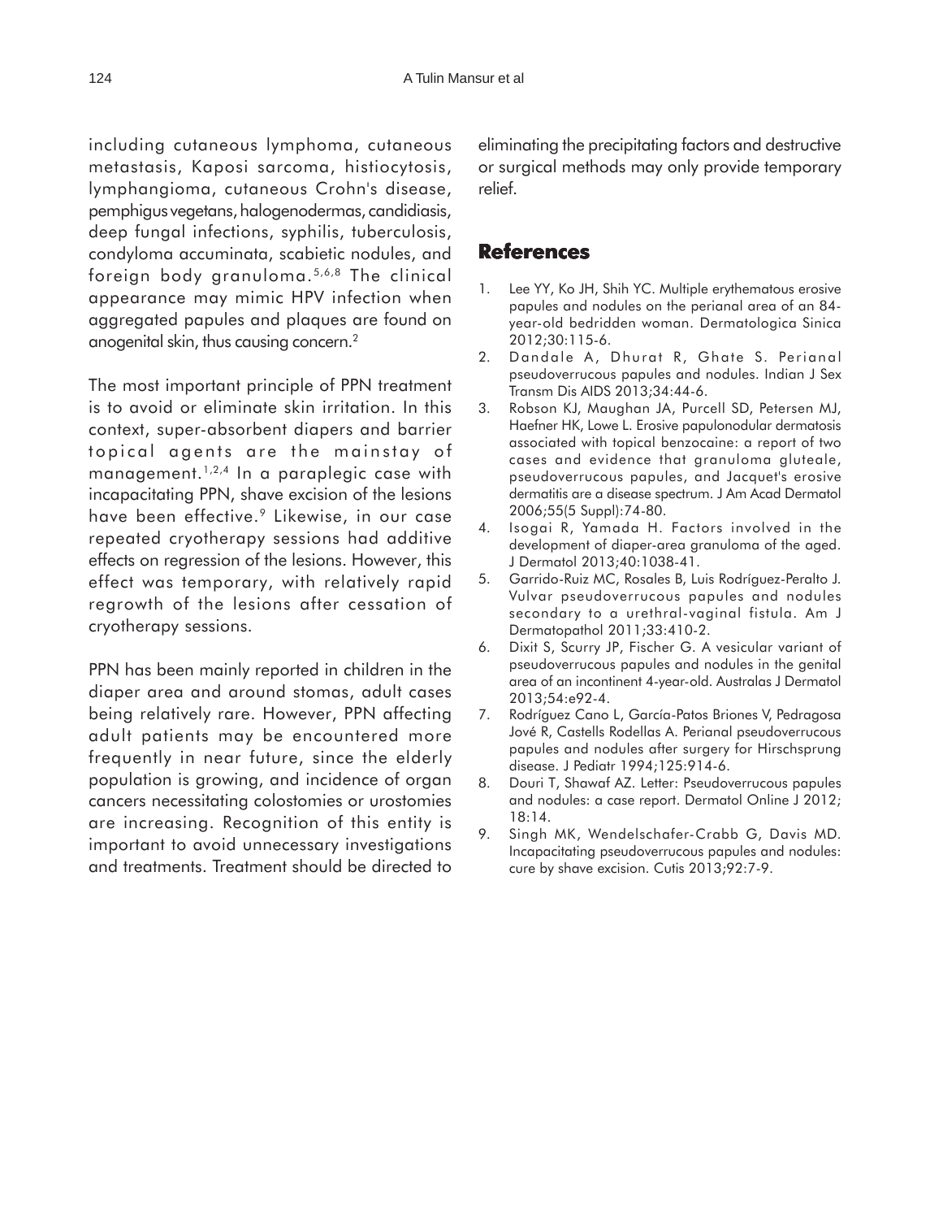including cutaneous lymphoma, cutaneous metastasis, Kaposi sarcoma, histiocytosis, lymphangioma, cutaneous Crohn's disease, pemphigus vegetans, halogenodermas, candidiasis, deep fungal infections, syphilis, tuberculosis, condyloma accuminata, scabietic nodules, and foreign body granuloma.[5,6,8] The clinical appearance may mimic HPV infection when aggregated papules and plaques are found on anogenital skin, thus causing concern.[2]

The most important principle of PPN treatment is to avoid or eliminate skin irritation. In this context, super-absorbent diapers and barrier topical agents are the mainstay of management.[1,2,4] In a paraplegic case with incapacitating PPN, shave excision of the lesions have been effective.[9] Likewise, in our case repeated cryotherapy sessions had additive effects on regression of the lesions. However, this effect was temporary, with relatively rapid regrowth of the lesions after cessation of cryotherapy sessions.

PPN has been mainly reported in children in the diaper area and around stomas, adult cases being relatively rare. However, PPN affecting adult patients may be encountered more frequently in near future, since the elderly population is growing, and incidence of organ cancers necessitating colostomies or urostomies are increasing. Recognition of this entity is important to avoid unnecessary investigations and treatments. Treatment should be directed to eliminating the precipitating factors and destructive or surgical methods may only provide temporary relief.

## References

1. Lee YY, Ko JH, Shih YC. Multiple erythematous erosive papules and nodules on the perianal area of an 84-year-old bedridden woman. Dermatologica Sinica 2012;30:115-6.
2. Dandale A, Dhurat R, Ghate S. Perianal pseudoverrucous papules and nodules. Indian J Sex Transm Dis AIDS 2013;34:44-6.
3. Robson KJ, Maughan JA, Purcell SD, Petersen MJ, Haefner HK, Lowe L. Erosive papulonodular dermatosis associated with topical benzocaine: a report of two cases and evidence that granuloma gluteale, pseudoverrucous papules, and Jacquet's erosive dermatitis are a disease spectrum. J Am Acad Dermatol 2006;55(5 Suppl):74-80.
4. Isogai R, Yamada H. Factors involved in the development of diaper-area granuloma of the aged. J Dermatol 2013;40:1038-41.
5. Garrido-Ruiz MC, Rosales B, Luis Rodríguez-Peralto J. Vulvar pseudoverrucous papules and nodules secondary to a urethral-vaginal fistula. Am J Dermatopathol 2011;33:410-2.
6. Dixit S, Scurry JP, Fischer G. A vesicular variant of pseudoverrucous papules and nodules in the genital area of an incontinent 4-year-old. Australas J Dermatol 2013;54:e92-4.
7. Rodríguez Cano L, García-Patos Briones V, Pedragosa Jové R, Castells Rodellas A. Perianal pseudoverrucous papules and nodules after surgery for Hirschsprung disease. J Pediatr 1994;125:914-6.
8. Douri T, Shawaf AZ. Letter: Pseudoverrucous papules and nodules: a case report. Dermatol Online J 2012; 18:14.
9. Singh MK, Wendelschafer-Crabb G, Davis MD. Incapacitating pseudoverrucous papules and nodules: cure by shave excision. Cutis 2013;92:7-9.